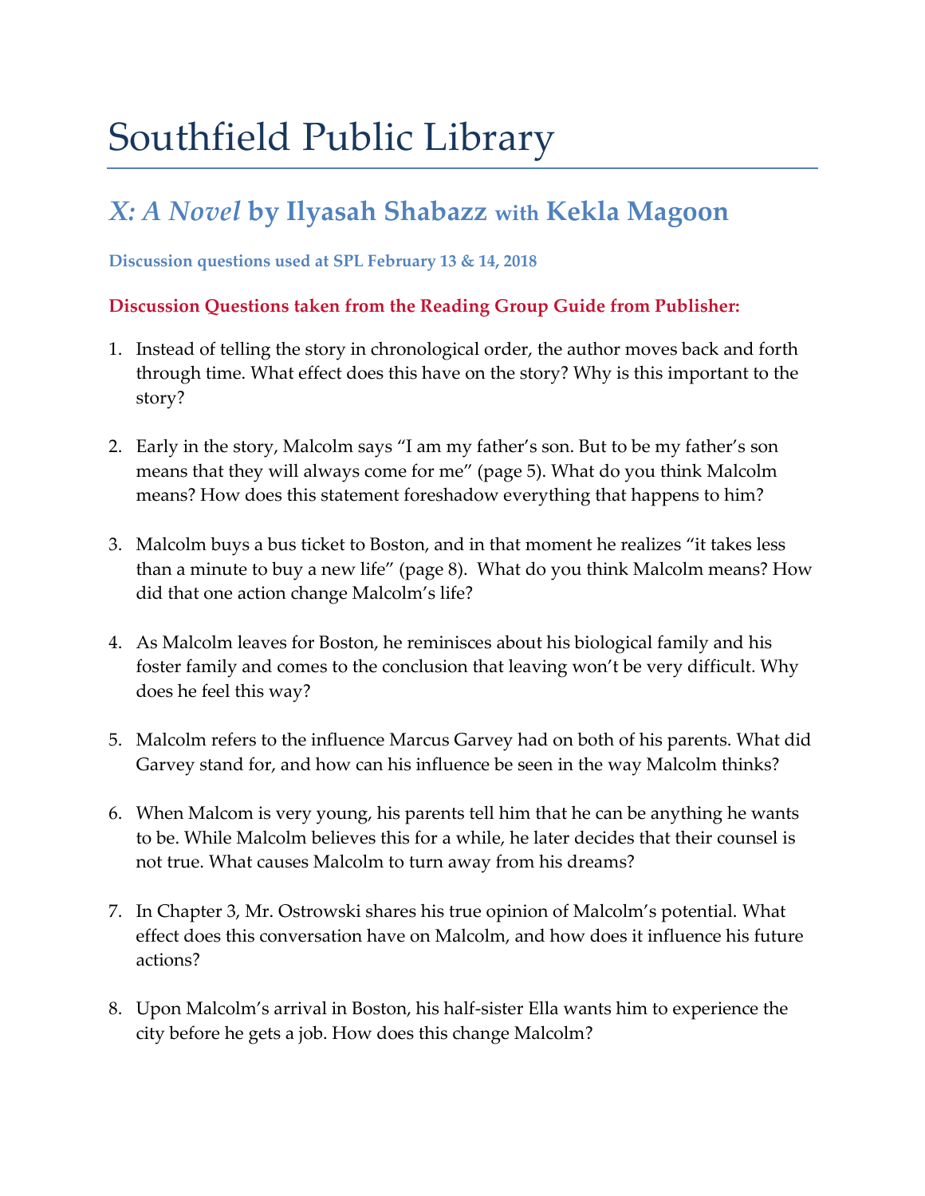# Southfield Public Library

## *X: A Novel* by Ilyasah Shabazz with Kekla Magoon

**Discussion questions used at SPL February 13 & 14, 2018**

### Discussion Questions taken from the Reading Group Guide from Publisher:

1. Instead of telling the story in chronological order, the author moves back and forth through time. What effect does this have on the story? Why is this important to the story?

2. Early in the story, Malcolm says "I am my father's son. But to be my father's son means that they will always come for me" (page 5). What do you think Malcolm means? How does this statement foreshadow everything that happens to him?

3. Malcolm buys a bus ticket to Boston, and in that moment he realizes "it takes less than a minute to buy a new life" (page 8). What do you think Malcolm means? How did that one action change Malcolm's life?

4. As Malcolm leaves for Boston, he reminisces about his biological family and his foster family and comes to the conclusion that leaving won't be very difficult. Why does he feel this way?

5. Malcolm refers to the influence Marcus Garvey had on both of his parents. What did Garvey stand for, and how can his influence be seen in the way Malcolm thinks?

6. When Malcom is very young, his parents tell him that he can be anything he wants to be. While Malcolm believes this for a while, he later decides that their counsel is not true. What causes Malcolm to turn away from his dreams?

7. In Chapter 3, Mr. Ostrowski shares his true opinion of Malcolm's potential. What effect does this conversation have on Malcolm, and how does it influence his future actions?

8. Upon Malcolm's arrival in Boston, his half-sister Ella wants him to experience the city before he gets a job. How does this change Malcolm?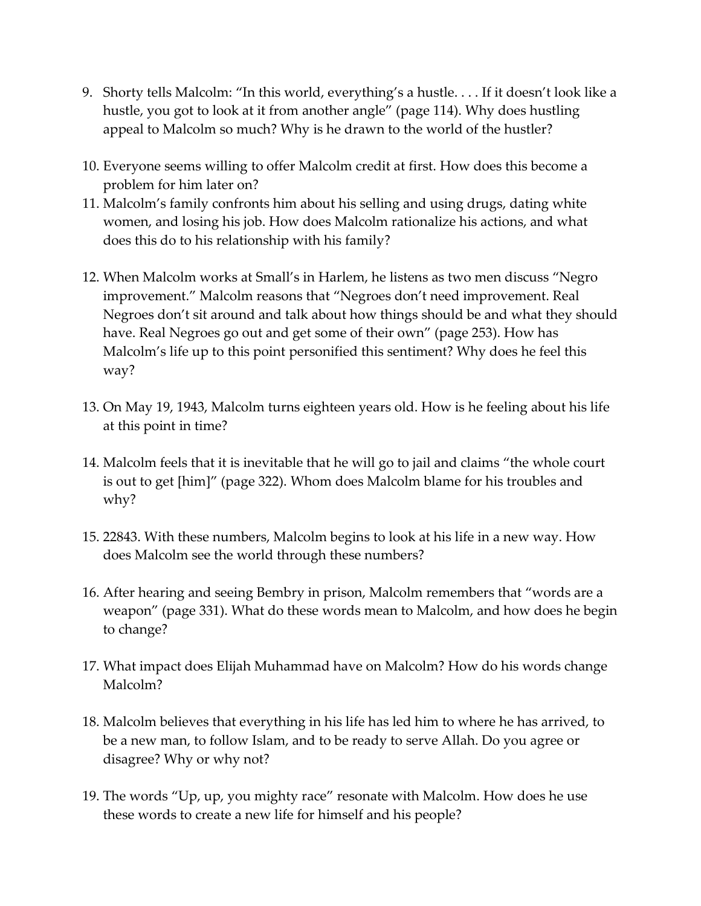9. Shorty tells Malcolm: “In this world, everything’s a hustle. . . . If it doesn’t look like a hustle, you got to look at it from another angle” (page 114). Why does hustling appeal to Malcolm so much? Why is he drawn to the world of the hustler?

10. Everyone seems willing to offer Malcolm credit at first. How does this become a problem for him later on?

11. Malcolm’s family confronts him about his selling and using drugs, dating white women, and losing his job. How does Malcolm rationalize his actions, and what does this do to his relationship with his family?

12. When Malcolm works at Small’s in Harlem, he listens as two men discuss “Negro improvement.” Malcolm reasons that “Negroes don’t need improvement. Real Negroes don’t sit around and talk about how things should be and what they should have. Real Negroes go out and get some of their own” (page 253). How has Malcolm’s life up to this point personified this sentiment? Why does he feel this way?

13. On May 19, 1943, Malcolm turns eighteen years old. How is he feeling about his life at this point in time?

14. Malcolm feels that it is inevitable that he will go to jail and claims “the whole court is out to get [him]” (page 322). Whom does Malcolm blame for his troubles and why?

15. 22843. With these numbers, Malcolm begins to look at his life in a new way. How does Malcolm see the world through these numbers?

16. After hearing and seeing Bembry in prison, Malcolm remembers that “words are a weapon” (page 331). What do these words mean to Malcolm, and how does he begin to change?

17. What impact does Elijah Muhammad have on Malcolm? How do his words change Malcolm?

18. Malcolm believes that everything in his life has led him to where he has arrived, to be a new man, to follow Islam, and to be ready to serve Allah. Do you agree or disagree? Why or why not?

19. The words “Up, up, you mighty race” resonate with Malcolm. How does he use these words to create a new life for himself and his people?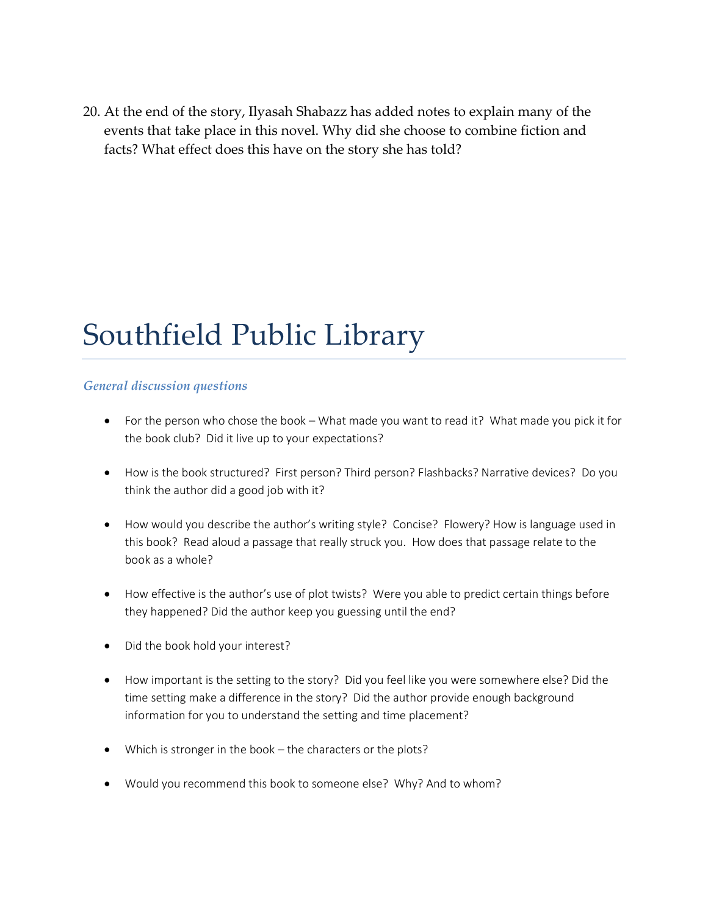20. At the end of the story, Ilyasah Shabazz has added notes to explain many of the events that take place in this novel. Why did she choose to combine fiction and facts? What effect does this have on the story she has told?

# Southfield Public Library

### *General discussion questions*

- For the person who chose the book – What made you want to read it? What made you pick it for the book club? Did it live up to your expectations?
- How is the book structured? First person? Third person? Flashbacks? Narrative devices? Do you think the author did a good job with it?
- How would you describe the author's writing style? Concise? Flowery? How is language used in this book? Read aloud a passage that really struck you. How does that passage relate to the book as a whole?
- How effective is the author's use of plot twists? Were you able to predict certain things before they happened? Did the author keep you guessing until the end?
- Did the book hold your interest?
- How important is the setting to the story? Did you feel like you were somewhere else? Did the time setting make a difference in the story? Did the author provide enough background information for you to understand the setting and time placement?
- Which is stronger in the book – the characters or the plots?
- Would you recommend this book to someone else? Why? And to whom?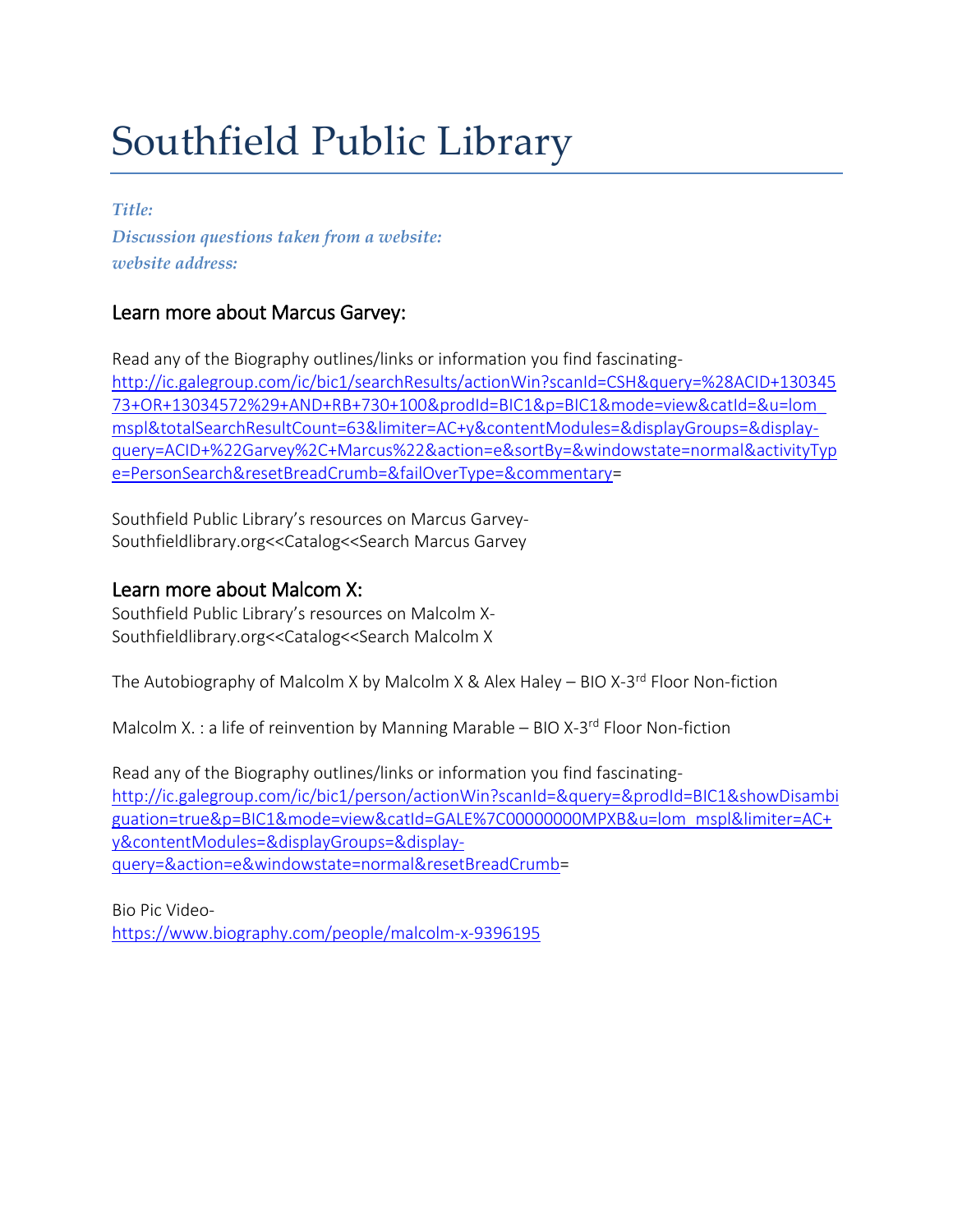# Southfield Public Library

***Title:***
***Discussion questions taken from a website:***
***website address:***

## Learn more about Marcus Garvey:

Read any of the Biography outlines/links or information you find fascinating-
http://ic.galegroup.com/ic/bic1/searchResults/actionWin?scanId=CSH&query=%28ACID+13034573+OR+13034572%29+AND+RB+730+100&prodId=BIC1&p=BIC1&mode=view&catId=&u=lom_mspl&totalSearchResultCount=63&limiter=AC+y&contentModules=&displayGroups=&display-query=ACID+%22Garvey%2C+Marcus%22&action=e&sortBy=&windowstate=normal&activityType=PersonSearch&resetBreadCrumb=&failOverType=&commentary=

Southfield Public Library's resources on Marcus Garvey-
Southfieldlibrary.org<<Catalog<<Search Marcus Garvey

## Learn more about Malcom X:

Southfield Public Library's resources on Malcolm X-
Southfieldlibrary.org<<Catalog<<Search Malcolm X

The Autobiography of Malcolm X by Malcolm X & Alex Haley – BIO X-3rd Floor Non-fiction

Malcolm X. : a life of reinvention by Manning Marable – BIO X-3rd Floor Non-fiction

Read any of the Biography outlines/links or information you find fascinating-
http://ic.galegroup.com/ic/bic1/person/actionWin?scanId=&query=&prodId=BIC1&showDisambiguation=true&p=BIC1&mode=view&catId=GALE%7C00000000MPXB&u=lom_mspl&limiter=AC+y&contentModules=&displayGroups=&display-query=&action=e&windowstate=normal&resetBreadCrumb=

Bio Pic Video-
https://www.biography.com/people/malcolm-x-9396195